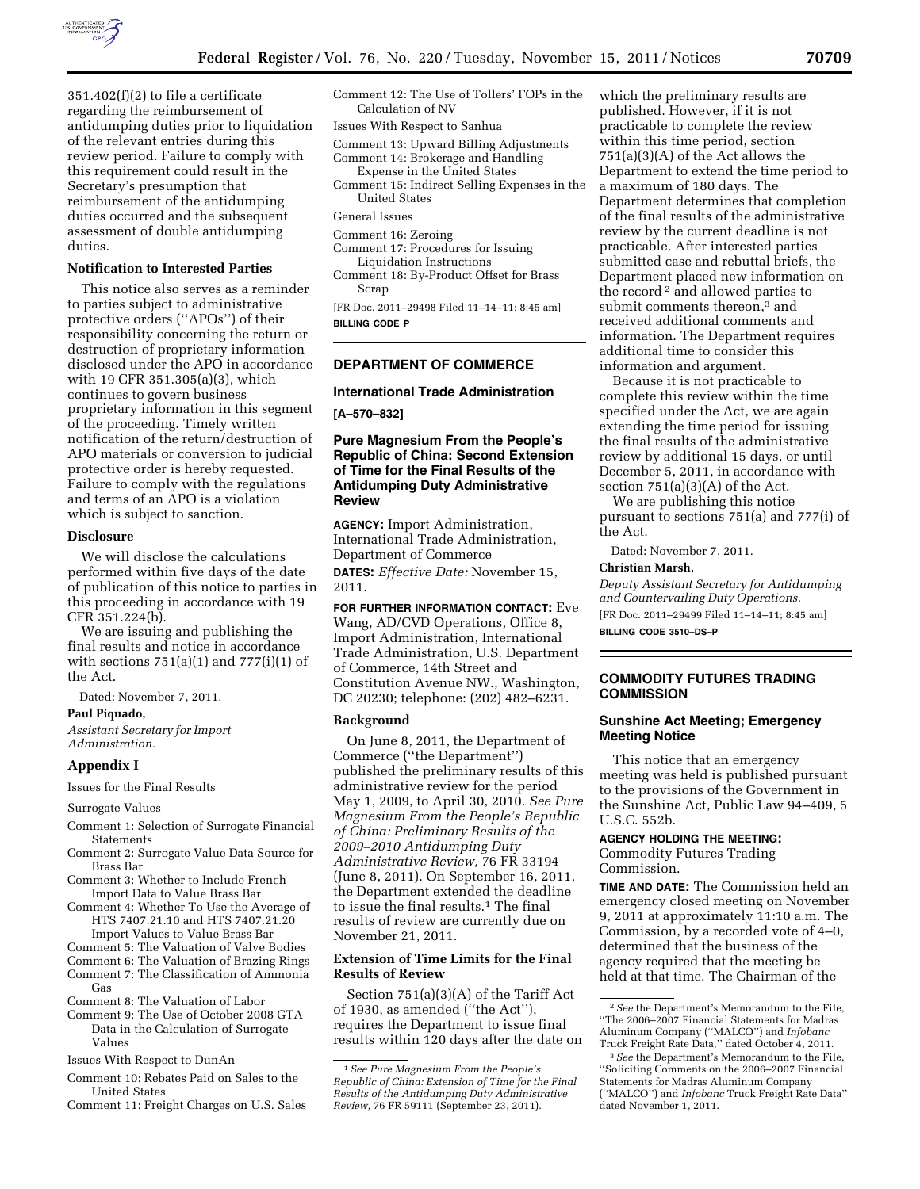351.402(f)(2) to file a certificate regarding the reimbursement of antidumping duties prior to liquidation of the relevant entries during this review period. Failure to comply with this requirement could result in the Secretary's presumption that reimbursement of the antidumping duties occurred and the subsequent assessment of double antidumping duties.

**Notification to Interested Parties**

This notice also serves as a reminder to parties subject to administrative protective orders ("APOs") of their responsibility concerning the return or destruction of proprietary information disclosed under the APO in accordance with 19 CFR 351.305(a)(3), which continues to govern business proprietary information in this segment of the proceeding. Timely written notification of the return/destruction of APO materials or conversion to judicial protective order is hereby requested. Failure to comply with the regulations and terms of an APO is a violation which is subject to sanction.

**Disclosure**

We will disclose the calculations performed within five days of the date of publication of this notice to parties in this proceeding in accordance with 19 CFR 351.224(b).

We are issuing and publishing the final results and notice in accordance with sections 751(a)(1) and 777(i)(1) of the Act.

Dated: November 7, 2011.

**Paul Piquado,**

*Assistant Secretary for Import Administration.*

**Appendix I**

Issues for the Final Results

Surrogate Values

Comment 1: Selection of Surrogate Financial Statements
Comment 2: Surrogate Value Data Source for Brass Bar
Comment 3: Whether to Include French Import Data to Value Brass Bar
Comment 4: Whether To Use the Average of HTS 7407.21.10 and HTS 7407.21.20 Import Values to Value Brass Bar
Comment 5: The Valuation of Valve Bodies
Comment 6: The Valuation of Brazing Rings
Comment 7: The Classification of Ammonia Gas
Comment 8: The Valuation of Labor
Comment 9: The Use of October 2008 GTA Data in the Calculation of Surrogate Values

Issues With Respect to DunAn

Comment 10: Rebates Paid on Sales to the United States
Comment 11: Freight Charges on U.S. Sales
Comment 12: The Use of Tollers' FOPs in the Calculation of NV

Issues With Respect to Sanhua

Comment 13: Upward Billing Adjustments
Comment 14: Brokerage and Handling Expense in the United States
Comment 15: Indirect Selling Expenses in the United States

General Issues

Comment 16: Zeroing
Comment 17: Procedures for Issuing Liquidation Instructions
Comment 18: By-Product Offset for Brass Scrap

[FR Doc. 2011–29498 Filed 11–14–11; 8:45 am]

**BILLING CODE P**

## DEPARTMENT OF COMMERCE

### International Trade Administration

**[A–570–832]**

### Pure Magnesium From the People's Republic of China: Second Extension of Time for the Final Results of the Antidumping Duty Administrative Review

**AGENCY:** Import Administration, International Trade Administration, Department of Commerce

**DATES:** *Effective Date:* November 15, 2011.

**FOR FURTHER INFORMATION CONTACT:** Eve Wang, AD/CVD Operations, Office 8, Import Administration, International Trade Administration, U.S. Department of Commerce, 14th Street and Constitution Avenue NW., Washington, DC 20230; telephone: (202) 482–6231.

**Background**

On June 8, 2011, the Department of Commerce ("the Department") published the preliminary results of this administrative review for the period May 1, 2009, to April 30, 2010. *See Pure Magnesium From the People's Republic of China: Preliminary Results of the 2009–2010 Antidumping Duty Administrative Review,* 76 FR 33194 (June 8, 2011). On September 16, 2011, the Department extended the deadline to issue the final results.[1] The final results of review are currently due on November 21, 2011.

**Extension of Time Limits for the Final Results of Review**

Section 751(a)(3)(A) of the Tariff Act of 1930, as amended ("the Act"), requires the Department to issue final results within 120 days after the date on which the preliminary results are published. However, if it is not practicable to complete the review within this time period, section 751(a)(3)(A) of the Act allows the Department to extend the time period to a maximum of 180 days. The Department determines that completion of the final results of the administrative review by the current deadline is not practicable. After interested parties submitted case and rebuttal briefs, the Department placed new information on the record[2] and allowed parties to submit comments thereon,[3] and received additional comments and information. The Department requires additional time to consider this information and argument.

Because it is not practicable to complete this review within the time specified under the Act, we are again extending the time period for issuing the final results of the administrative review by additional 15 days, or until December 5, 2011, in accordance with section 751(a)(3)(A) of the Act.

We are publishing this notice pursuant to sections 751(a) and 777(i) of the Act.

Dated: November 7, 2011.

**Christian Marsh,**

*Deputy Assistant Secretary for Antidumping and Countervailing Duty Operations.*

[FR Doc. 2011–29499 Filed 11–14–11; 8:45 am]

**BILLING CODE 3510–DS–P**

[1] *See Pure Magnesium From the People's Republic of China: Extension of Time for the Final Results of the Antidumping Duty Administrative Review,* 76 FR 59111 (September 23, 2011).

[2] *See* the Department's Memorandum to the File, "The 2006–2007 Financial Statements for Madras Aluminum Company ("MALCO") and *Infobanc* Truck Freight Rate Data," dated October 4, 2011.

[3] *See* the Department's Memorandum to the File, "Soliciting Comments on the 2006–2007 Financial Statements for Madras Aluminum Company ("MALCO") and *Infobanc* Truck Freight Rate Data" dated November 1, 2011.

## COMMODITY FUTURES TRADING COMMISSION

### Sunshine Act Meeting; Emergency Meeting Notice

This notice that an emergency meeting was held is published pursuant to the provisions of the Government in the Sunshine Act, Public Law 94–409, 5 U.S.C. 552b.

**AGENCY HOLDING THE MEETING:** Commodity Futures Trading Commission.

**TIME AND DATE:** The Commission held an emergency closed meeting on November 9, 2011 at approximately 11:10 a.m. The Commission, by a recorded vote of 4–0, determined that the business of the agency required that the meeting be held at that time. The Chairman of the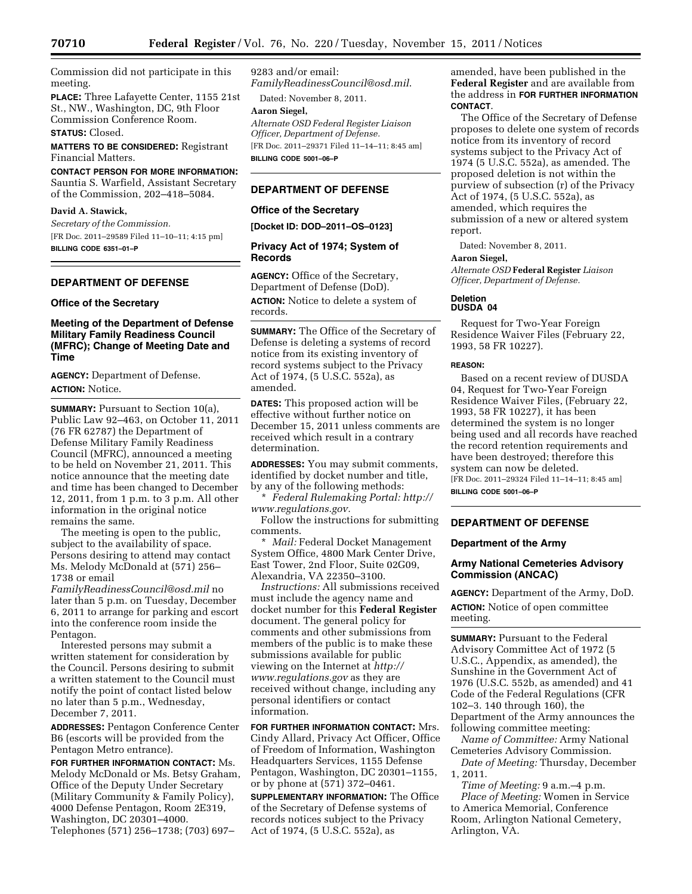Commission did not participate in this meeting.

**PLACE:** Three Lafayette Center, 1155 21st St., NW., Washington, DC, 9th Floor Commission Conference Room.

**STATUS:** Closed.

**MATTERS TO BE CONSIDERED:** Registrant Financial Matters.

**CONTACT PERSON FOR MORE INFORMATION:** Sauntia S. Warfield, Assistant Secretary of the Commission, 202–418–5084.

**David A. Stawick,**

*Secretary of the Commission.*

[FR Doc. 2011–29589 Filed 11–10–11; 4:15 pm]

**BILLING CODE 6351–01–P**

## DEPARTMENT OF DEFENSE

### Office of the Secretary

### Meeting of the Department of Defense Military Family Readiness Council (MFRC); Change of Meeting Date and Time

**AGENCY:** Department of Defense.

**ACTION:** Notice.

**SUMMARY:** Pursuant to Section 10(a), Public Law 92–463, on October 11, 2011 (76 FR 62787) the Department of Defense Military Family Readiness Council (MFRC), announced a meeting to be held on November 21, 2011. This notice announce that the meeting date and time has been changed to December 12, 2011, from 1 p.m. to 3 p.m. All other information in the original notice remains the same.

The meeting is open to the public, subject to the availability of space. Persons desiring to attend may contact Ms. Melody McDonald at (571) 256–1738 or email *FamilyReadinessCouncil@osd.mil* no later than 5 p.m. on Tuesday, December 6, 2011 to arrange for parking and escort into the conference room inside the Pentagon.

Interested persons may submit a written statement for consideration by the Council. Persons desiring to submit a written statement to the Council must notify the point of contact listed below no later than 5 p.m., Wednesday, December 7, 2011.

**ADDRESSES:** Pentagon Conference Center B6 (escorts will be provided from the Pentagon Metro entrance).

**FOR FURTHER INFORMATION CONTACT:** Ms. Melody McDonald or Ms. Betsy Graham, Office of the Deputy Under Secretary (Military Community & Family Policy), 4000 Defense Pentagon, Room 2E319, Washington, DC 20301–4000. Telephones (571) 256–1738; (703) 697–9283 and/or email: *FamilyReadinessCouncil@osd.mil*.

Dated: November 8, 2011.

**Aaron Siegel,**

*Alternate OSD Federal Register Liaison Officer, Department of Defense.*

[FR Doc. 2011–29371 Filed 11–14–11; 8:45 am]

**BILLING CODE 5001–06–P**

## DEPARTMENT OF DEFENSE

### Office of the Secretary

**[Docket ID: DOD–2011–OS–0123]**

### Privacy Act of 1974; System of Records

**AGENCY:** Office of the Secretary, Department of Defense (DoD).

**ACTION:** Notice to delete a system of records.

**SUMMARY:** The Office of the Secretary of Defense is deleting a systems of record notice from its existing inventory of record systems subject to the Privacy Act of 1974, (5 U.S.C. 552a), as amended.

**DATES:** This proposed action will be effective without further notice on December 15, 2011 unless comments are received which result in a contrary determination.

**ADDRESSES:** You may submit comments, identified by docket number and title, by any of the following methods:

* *Federal Rulemaking Portal: http://www.regulations.gov.*

Follow the instructions for submitting comments.

* *Mail:* Federal Docket Management System Office, 4800 Mark Center Drive, East Tower, 2nd Floor, Suite 02G09, Alexandria, VA 22350–3100.

*Instructions:* All submissions received must include the agency name and docket number for this **Federal Register** document. The general policy for comments and other submissions from members of the public is to make these submissions available for public viewing on the Internet at *http://www.regulations.gov* as they are received without change, including any personal identifiers or contact information.

**FOR FURTHER INFORMATION CONTACT:** Mrs. Cindy Allard, Privacy Act Officer, Office of Freedom of Information, Washington Headquarters Services, 1155 Defense Pentagon, Washington, DC 20301–1155, or by phone at (571) 372–0461.

**SUPPLEMENTARY INFORMATION:** The Office of the Secretary of Defense systems of records notices subject to the Privacy Act of 1974, (5 U.S.C. 552a), as amended, have been published in the **Federal Register** and are available from the address in **FOR FURTHER INFORMATION CONTACT**.

The Office of the Secretary of Defense proposes to delete one system of records notice from its inventory of record systems subject to the Privacy Act of 1974 (5 U.S.C. 552a), as amended. The proposed deletion is not within the purview of subsection (r) of the Privacy Act of 1974, (5 U.S.C. 552a), as amended, which requires the submission of a new or altered system report.

Dated: November 8, 2011.

**Aaron Siegel,**

*Alternate OSD* **Federal Register** *Liaison Officer, Department of Defense.*

**Deletion**

**DUSDA 04**

Request for Two-Year Foreign Residence Waiver Files (February 22, 1993, 58 FR 10227).

**REASON:**

Based on a recent review of DUSDA 04, Request for Two-Year Foreign Residence Waiver Files, (February 22, 1993, 58 FR 10227), it has been determined the system is no longer being used and all records have reached the record retention requirements and have been destroyed; therefore this system can now be deleted.

[FR Doc. 2011–29324 Filed 11–14–11; 8:45 am]

**BILLING CODE 5001–06–P**

## DEPARTMENT OF DEFENSE

### Department of the Army

### Army National Cemeteries Advisory Commission (ANCAC)

**AGENCY:** Department of the Army, DoD.

**ACTION:** Notice of open committee meeting.

**SUMMARY:** Pursuant to the Federal Advisory Committee Act of 1972 (5 U.S.C., Appendix, as amended), the Sunshine in the Government Act of 1976 (U.S.C. 552b, as amended) and 41 Code of the Federal Regulations (CFR 102–3. 140 through 160), the Department of the Army announces the following committee meeting:

*Name of Committee:* Army National Cemeteries Advisory Commission.

*Date of Meeting:* Thursday, December 1, 2011.

*Time of Meeting:* 9 a.m.–4 p.m.

*Place of Meeting:* Women in Service to America Memorial, Conference Room, Arlington National Cemetery, Arlington, VA.